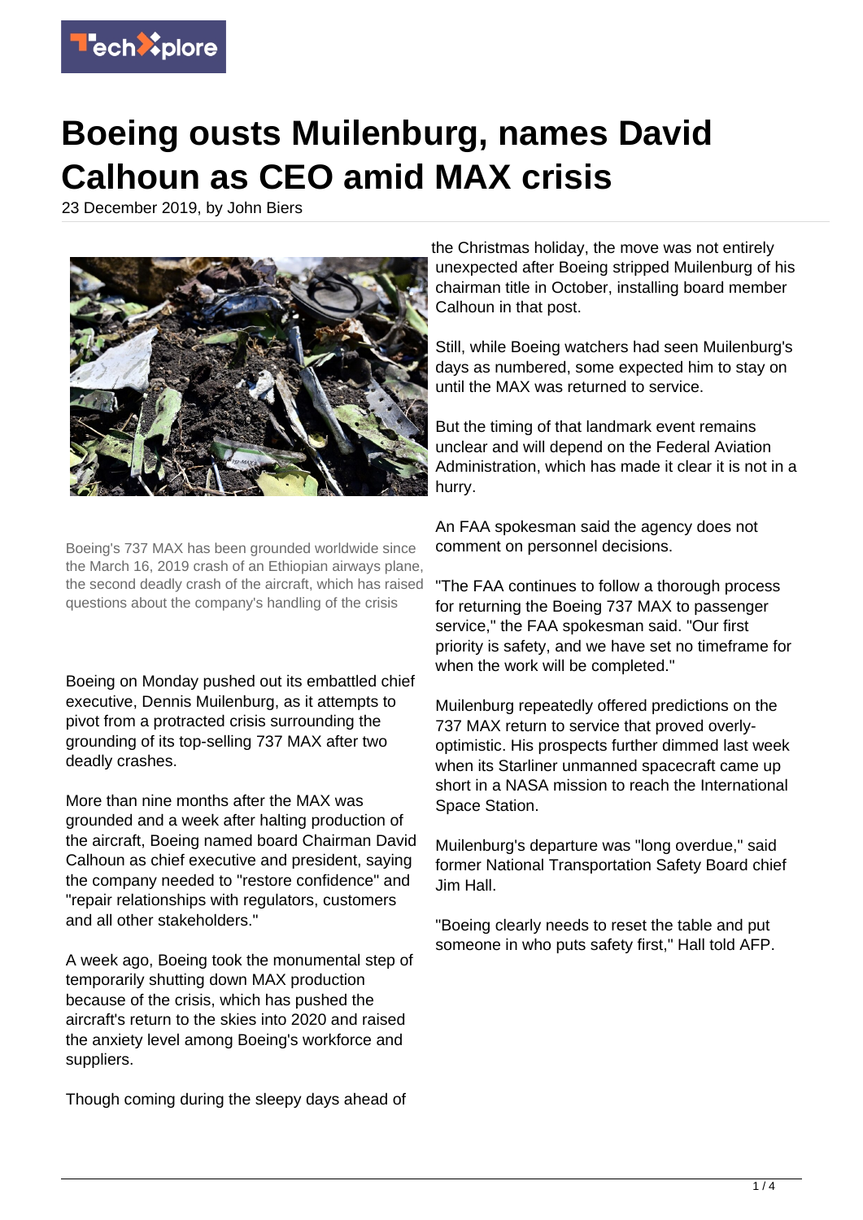# Boeing ousts Muilenburg, names David Calhoun as CEO amid MAX crisis

23 December 2019, by John Biers

Boeing's 737 MAX has been grounded worldwide since the March 16, 2019 crash of an Ethiopian airways plane, the second deadly crash of the aircraft, which has raised questions about the company's handling of the crisis

Boeing on Monday pushed out its embattled chief executive, Dennis Muilenburg, as it attempts to pivot from a protracted crisis surrounding the grounding of its top-selling 737 MAX after two deadly crashes.

More than nine months after the MAX was grounded and a week after halting production of the aircraft, Boeing named board Chairman David Calhoun as chief executive and president, saying the company needed to "restore confidence" and "repair relationships with regulators, customers and all other stakeholders."

A week ago, Boeing took the monumental step of temporarily shutting down MAX production because of the crisis, which has pushed the aircraft's return to the skies into 2020 and raised the anxiety level among Boeing's workforce and suppliers.

Though coming during the sleepy days ahead of the Christmas holiday, the move was not entirely unexpected after Boeing stripped Muilenburg of his chairman title in October, installing board member Calhoun in that post.

Still, while Boeing watchers had seen Muilenburg's days as numbered, some expected him to stay on until the MAX was returned to service.

But the timing of that landmark event remains unclear and will depend on the Federal Aviation Administration, which has made it clear it is not in a hurry.

An FAA spokesman said the agency does not comment on personnel decisions.

"The FAA continues to follow a thorough process for returning the Boeing 737 MAX to passenger service," the FAA spokesman said. "Our first priority is safety, and we have set no timeframe for when the work will be completed."

Muilenburg repeatedly offered predictions on the 737 MAX return to service that proved overly-optimistic. His prospects further dimmed last week when its Starliner unmanned spacecraft came up short in a NASA mission to reach the International Space Station.

Muilenburg's departure was "long overdue," said former National Transportation Safety Board chief Jim Hall.

"Boeing clearly needs to reset the table and put someone in who puts safety first," Hall told AFP.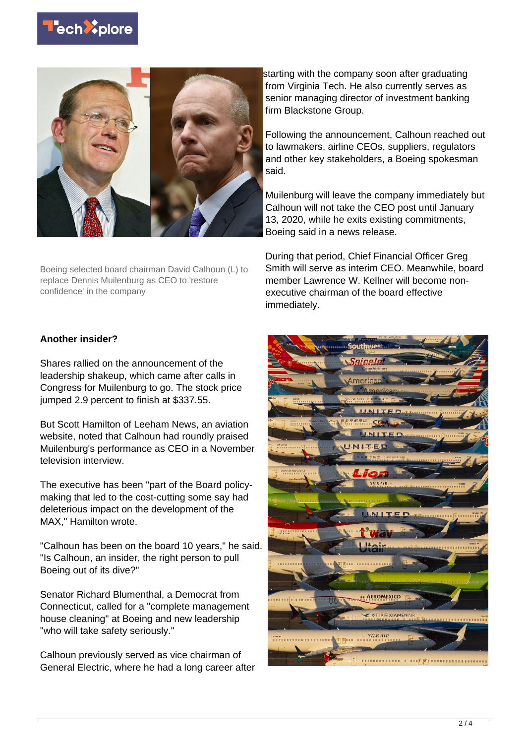Boeing selected board chairman David Calhoun (L) to replace Dennis Muilenburg as CEO to 'restore confidence' in the company

starting with the company soon after graduating from Virginia Tech. He also currently serves as senior managing director of investment banking firm Blackstone Group.

Following the announcement, Calhoun reached out to lawmakers, airline CEOs, suppliers, regulators and other key stakeholders, a Boeing spokesman said.

Muilenburg will leave the company immediately but Calhoun will not take the CEO post until January 13, 2020, while he exits existing commitments, Boeing said in a news release.

During that period, Chief Financial Officer Greg Smith will serve as interim CEO. Meanwhile, board member Lawrence W. Kellner will become non-executive chairman of the board effective immediately.

**Another insider?**

Shares rallied on the announcement of the leadership shakeup, which came after calls in Congress for Muilenburg to go. The stock price jumped 2.9 percent to finish at $337.55.

But Scott Hamilton of Leeham News, an aviation website, noted that Calhoun had roundly praised Muilenburg's performance as CEO in a November television interview.

The executive has been "part of the Board policy-making that led to the cost-cutting some say had deleterious impact on the development of the MAX," Hamilton wrote.

"Calhoun has been on the board 10 years," he said. "Is Calhoun, an insider, the right person to pull Boeing out of its dive?"

Senator Richard Blumenthal, a Democrat from Connecticut, called for a "complete management house cleaning" at Boeing and new leadership "who will take safety seriously."

Calhoun previously served as vice chairman of General Electric, where he had a long career after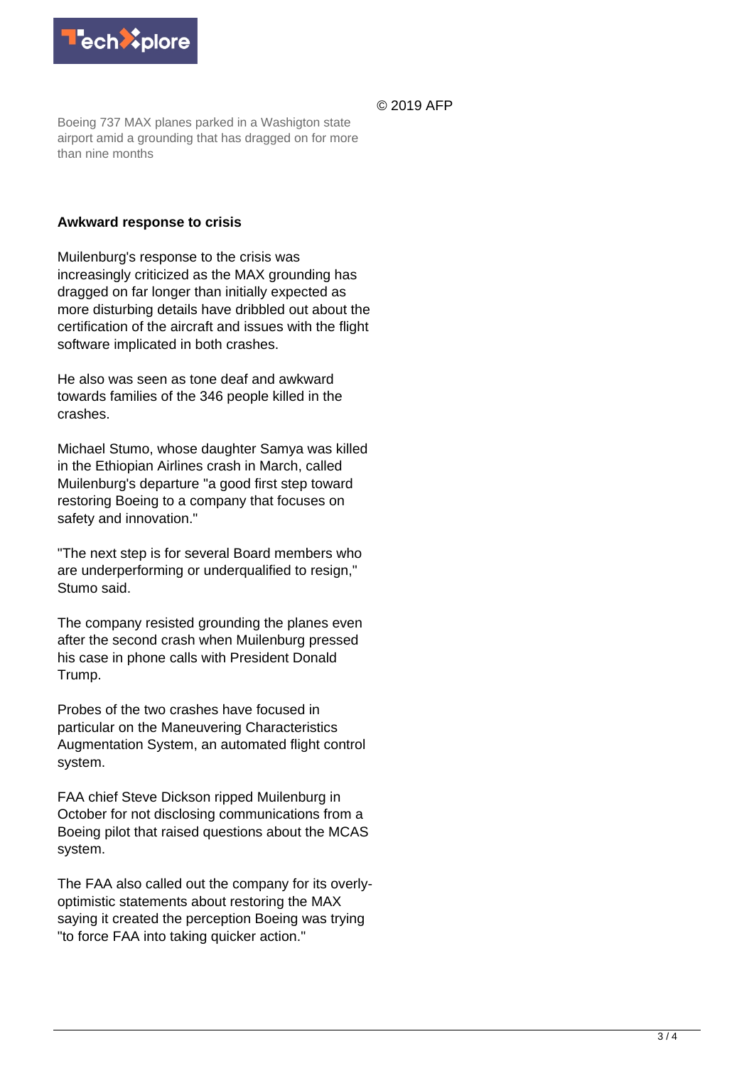© 2019 AFP

Boeing 737 MAX planes parked in a Washigton state airport amid a grounding that has dragged on for more than nine months

**Awkward response to crisis**

Muilenburg's response to the crisis was increasingly criticized as the MAX grounding has dragged on far longer than initially expected as more disturbing details have dribbled out about the certification of the aircraft and issues with the flight software implicated in both crashes.

He also was seen as tone deaf and awkward towards families of the 346 people killed in the crashes.

Michael Stumo, whose daughter Samya was killed in the Ethiopian Airlines crash in March, called Muilenburg's departure "a good first step toward restoring Boeing to a company that focuses on safety and innovation."

"The next step is for several Board members who are underperforming or underqualified to resign," Stumo said.

The company resisted grounding the planes even after the second crash when Muilenburg pressed his case in phone calls with President Donald Trump.

Probes of the two crashes have focused in particular on the Maneuvering Characteristics Augmentation System, an automated flight control system.

FAA chief Steve Dickson ripped Muilenburg in October for not disclosing communications from a Boeing pilot that raised questions about the MCAS system.

The FAA also called out the company for its overly-optimistic statements about restoring the MAX saying it created the perception Boeing was trying "to force FAA into taking quicker action."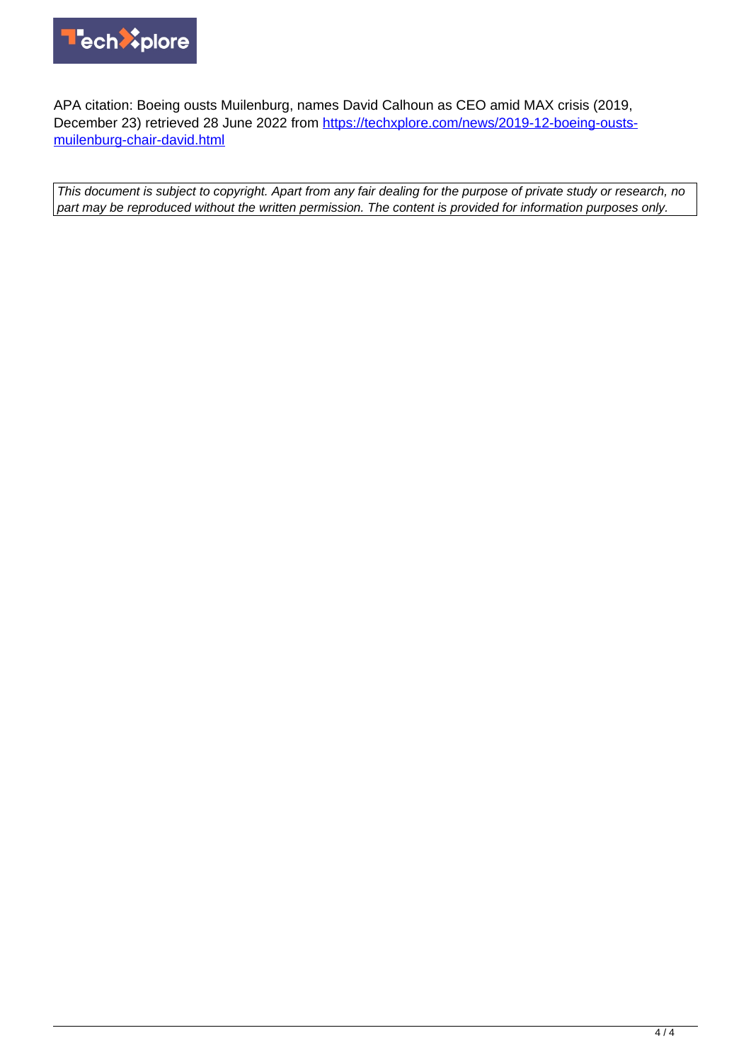APA citation: Boeing ousts Muilenburg, names David Calhoun as CEO amid MAX crisis (2019, December 23) retrieved 28 June 2022 from https://techxplore.com/news/2019-12-boeing-ousts-muilenburg-chair-david.html

*This document is subject to copyright. Apart from any fair dealing for the purpose of private study or research, no part may be reproduced without the written permission. The content is provided for information purposes only.*